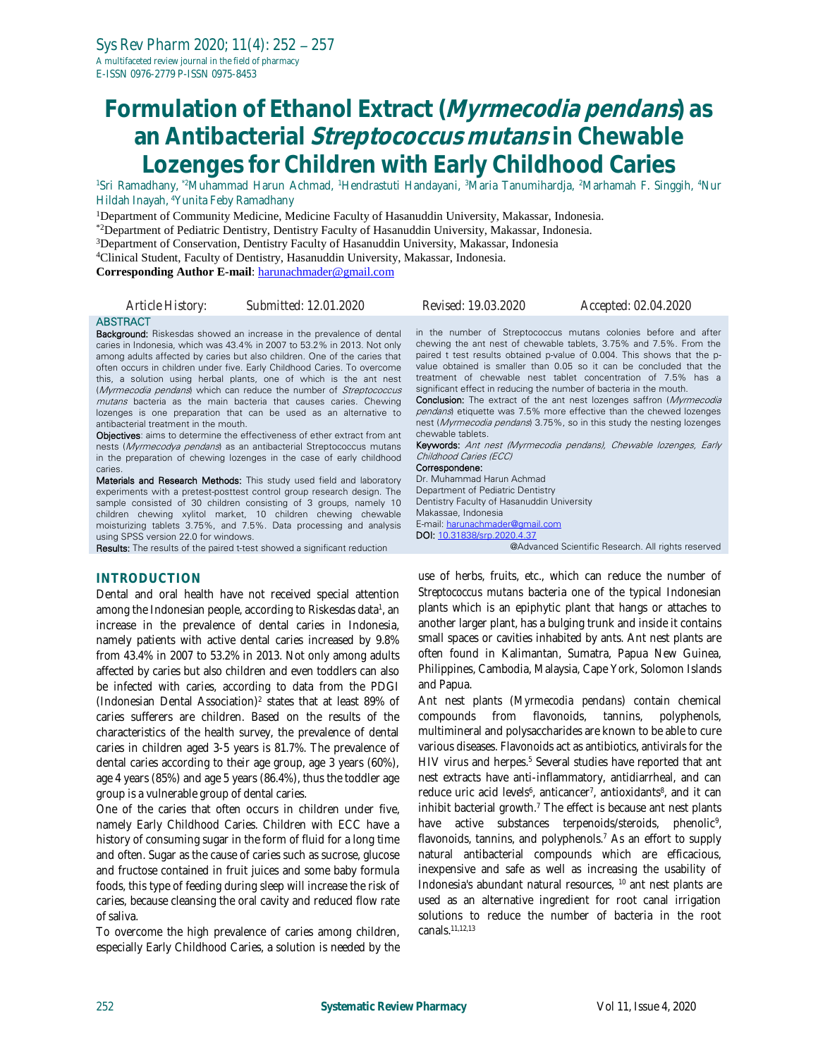# Formulation of Ethanol Extract (*Myrmecodia pendans*) as an Antibacterial *Streptococcus mutans* in Chewable Lozenges for Children with Early Childhood Caries

[1]Sri Ramadhany, *[2]Muhammad Harun Achmad, [1]Hendrastuti Handayani, [3]Maria Tanumihardja, [2]Marhamah F. Singgih, [4]Nur Hildah Inayah, [4]Yunita Feby Ramadhany

[1]Department of Community Medicine, Medicine Faculty of Hasanuddin University, Makassar, Indonesia.
*[2]Department of Pediatric Dentistry, Dentistry Faculty of Hasanuddin University, Makassar, Indonesia.
[3]Department of Conservation, Dentistry Faculty of Hasanuddin University, Makassar, Indonesia
[4]Clinical Student, Faculty of Dentistry, Hasanuddin University, Makassar, Indonesia.
**Corresponding Author E-mail**: harunachmader@gmail.com

*Article History:* *Submitted: 12.01.2020* *Revised: 19.03.2020* *Accepted: 02.04.2020*

## ABSTRACT

**Background:** Riskesdas showed an increase in the prevalence of dental caries in Indonesia, which was 43.4% in 2007 to 53.2% in 2013. Not only among adults affected by caries but also children. One of the caries that often occurs in children under five. Early Childhood Caries. To overcome this, a solution using herbal plants, one of which is the ant nest (*Myrmecodia pendans*) which can reduce the number of *Streptococcus mutans* bacteria as the main bacteria that causes caries. Chewing lozenges is one preparation that can be used as an alternative to antibacterial treatment in the mouth.

**Objectives**: aims to determine the effectiveness of ether extract from ant nests (*Myrmecodya pendans*) as an antibacterial Streptococcus mutans in the preparation of chewing lozenges in the case of early childhood caries.

**Materials and Research Methods:** This study used field and laboratory experiments with a pretest-posttest control group research design. The sample consisted of 30 children consisting of 3 groups, namely 10 children chewing xylitol market, 10 children chewing chewable moisturizing tablets 3.75%, and 7.5%. Data processing and analysis using SPSS version 22.0 for windows.

**Results:** The results of the paired t-test showed a significant reduction in the number of Streptococcus mutans colonies before and after chewing the ant nest of chewable tablets, 3.75% and 7.5%. From the paired t test results obtained p-value of 0.004. This shows that the p-value obtained is smaller than 0.05 so it can be concluded that the treatment of chewable nest tablet concentration of 7.5% has a significant effect in reducing the number of bacteria in the mouth.

**Conclusion:** The extract of the ant nest lozenges saffron (*Myrmecodia pendans*) etiquette was 7.5% more effective than the chewed lozenges nest (*Myrmecodia pendans*) 3.75%, so in this study the nesting lozenges chewable tablets.

**Keywords:** *Ant nest (Myrmecodia pendans), Chewable lozenges, Early Childhood Caries (ECC)*

**Correspondene:**
Dr. Muhammad Harun Achmad
Department of Pediatric Dentistry
Dentistry Faculty of Hasanuddin University
Makassae, Indonesia
E-mail: harunachmader@gmail.com
**DOI:** 10.31838/srp.2020.4.37

@Advanced Scientific Research. All rights reserved

## INTRODUCTION

Dental and oral health have not received special attention among the Indonesian people, according to Riskesdas data[1], an increase in the prevalence of dental caries in Indonesia, namely patients with active dental caries increased by 9.8% from 43.4% in 2007 to 53.2% in 2013. Not only among adults affected by caries but also children and even toddlers can also be infected with caries, according to data from the PDGI (Indonesian Dental Association)[2] states that at least 89% of caries sufferers are children. Based on the results of the characteristics of the health survey, the prevalence of dental caries in children aged 3-5 years is 81.7%. The prevalence of dental caries according to their age group, age 3 years (60%), age 4 years (85%) and age 5 years (86.4%), thus the toddler age group is a vulnerable group of dental caries.

One of the caries that often occurs in children under five, namely Early Childhood Caries. Children with ECC have a history of consuming sugar in the form of fluid for a long time and often. Sugar as the cause of caries such as sucrose, glucose and fructose contained in fruit juices and some baby formula foods, this type of feeding during sleep will increase the risk of caries, because cleansing the oral cavity and reduced flow rate of saliva.

To overcome the high prevalence of caries among children, especially Early Childhood Caries, a solution is needed by the use of herbs, fruits, etc., which can reduce the number of *Streptococcus mutans* bacteria one of the typical Indonesian plants which is an epiphytic plant that hangs or attaches to another larger plant, has a bulging trunk and inside it contains small spaces or cavities inhabited by ants. Ant nest plants are often found in Kalimantan, Sumatra, Papua New Guinea, Philippines, Cambodia, Malaysia, Cape York, Solomon Islands and Papua.

Ant nest plants (*Myrmecodia pendans*) contain chemical compounds from flavonoids, tannins, polyphenols, multimineral and polysaccharides are known to be able to cure various diseases. Flavonoids act as antibiotics, antivirals for the HIV virus and herpes.[5] Several studies have reported that ant nest extracts have anti-inflammatory, antidiarrheal, and can reduce uric acid levels[6], anticancer[7], antioxidants[8], and it can inhibit bacterial growth.[7] The effect is because ant nest plants have active substances terpenoids/steroids, phenolic[9], flavonoids, tannins, and polyphenols.[7] As an effort to supply natural antibacterial compounds which are efficacious, inexpensive and safe as well as increasing the usability of Indonesia's abundant natural resources, [10] ant nest plants are used as an alternative ingredient for root canal irrigation solutions to reduce the number of bacteria in the root canals.[11,12,13]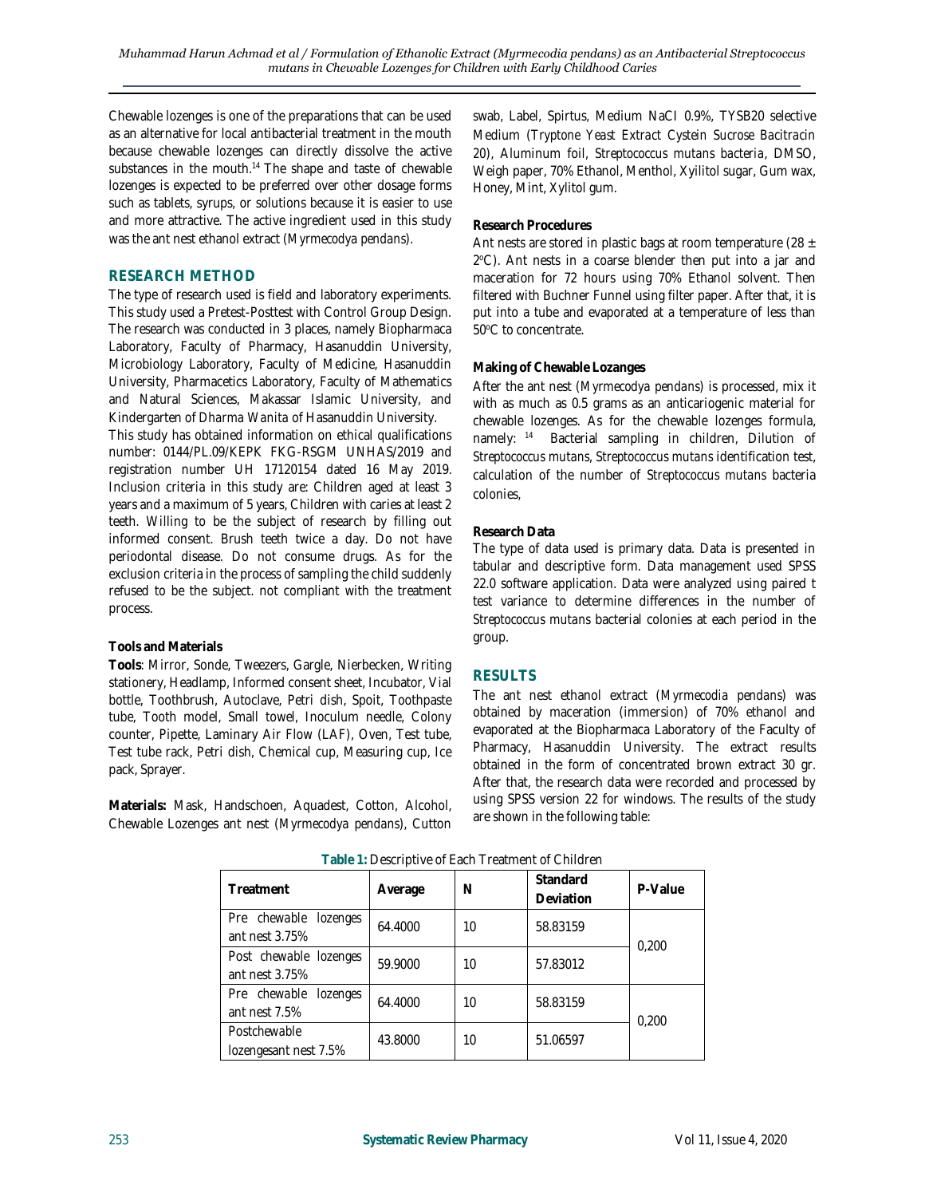Chewable lozenges is one of the preparations that can be used as an alternative for local antibacterial treatment in the mouth because chewable lozenges can directly dissolve the active substances in the mouth.[14] The shape and taste of chewable lozenges is expected to be preferred over other dosage forms such as tablets, syrups, or solutions because it is easier to use and more attractive. The active ingredient used in this study was the ant nest ethanol extract (*Myrmecodya pendans*).

## RESEARCH METHOD

The type of research used is field and laboratory experiments. This study used a Pretest-Posttest with Control Group Design. The research was conducted in 3 places, namely Biopharmaca Laboratory, Faculty of Pharmacy, Hasanuddin University, Microbiology Laboratory, Faculty of Medicine, Hasanuddin University, Pharmacetics Laboratory, Faculty of Mathematics and Natural Sciences, Makassar Islamic University, and Kindergarten of *Dharma Wanita* of Hasanuddin University.

This study has obtained information on ethical qualifications number: 0144/PL.09/KEPK FKG-RSGM UNHAS/2019 and registration number UH 17120154 dated 16 May 2019. Inclusion criteria in this study are: Children aged at least 3 years and a maximum of 5 years, Children with caries at least 2 teeth. Willing to be the subject of research by filling out informed consent. Brush teeth twice a day. Do not have periodontal disease. Do not consume drugs. As for the exclusion criteria in the process of sampling the child suddenly refused to be the subject. not compliant with the treatment process.

### Tools and Materials

**Tools**: Mirror, Sonde, Tweezers, Gargle, Nierbecken, Writing stationery, Headlamp, Informed consent sheet, Incubator, Vial bottle, Toothbrush, Autoclave, Petri dish, Spoit, Toothpaste tube, Tooth model, Small towel, Inoculum needle, Colony counter, Pipette, Laminary Air Flow (LAF), Oven, Test tube, Test tube rack, Petri dish, Chemical cup, Measuring cup, Ice pack, Sprayer.

**Materials:** Mask, Handschoen, Aquadest, Cotton, Alcohol, Chewable Lozenges ant nest (*Myrmecodya pendans*), Cutton swab, Label, Spirtus, Medium NaCI 0.9%, TYSB20 selective Medium (*Tryptone Yeast Extract Cystein Sucrose Bacitracin 20*), Aluminum foil, *Streptococcus mutans bacteria*, DMSO, Weigh paper, 70% Ethanol, Menthol, Xyilitol sugar, Gum wax, Honey, Mint, Xylitol gum.

### Research Procedures

Ant nests are stored in plastic bags at room temperature (28 ± 2°C). Ant nests in a coarse blender then put into a jar and maceration for 72 hours using 70% Ethanol solvent. Then filtered with Buchner Funnel using filter paper. After that, it is put into a tube and evaporated at a temperature of less than 50°C to concentrate.

### Making of Chewable Lozanges

After the ant nest (*Myrmecodya pendans*) is processed, mix it with as much as 0.5 grams as an anticariogenic material for chewable lozenges. As for the chewable lozenges formula, namely: [14] Bacterial sampling in children, Dilution of *Streptococcus mutans*, *Streptococcus mutans* identification test, calculation of the number of *Streptococcus mutans* bacteria colonies,

### Research Data

The type of data used is primary data. Data is presented in tabular and descriptive form. Data management used SPSS 22.0 software application. Data were analyzed using paired t test variance to determine differences in the number of *Streptococcus mutans* bacterial colonies at each period in the group.

## RESULTS

The ant nest ethanol extract (*Myrmecodia pendans*) was obtained by maceration (immersion) of 70% ethanol and evaporated at the Biopharmaca Laboratory of the Faculty of Pharmacy, Hasanuddin University. The extract results obtained in the form of concentrated brown extract 30 gr. After that, the research data were recorded and processed by using SPSS version 22 for windows. The results of the study are shown in the following table:

**Table 1:** Descriptive of Each Treatment of Children

| Treatment | Average | N | Standard Deviation | P-Value |
|---|---|---|---|---|
| Pre chewable lozenges ant nest 3.75% | 64.4000 | 10 | 58.83159 | 0,200 |
| Post chewable lozenges ant nest 3.75% | 59.9000 | 10 | 57.83012 | |
| Pre chewable lozenges ant nest 7.5% | 64.4000 | 10 | 58.83159 | 0,200 |
| Postchewable lozengesant nest 7.5% | 43.8000 | 10 | 51.06597 | |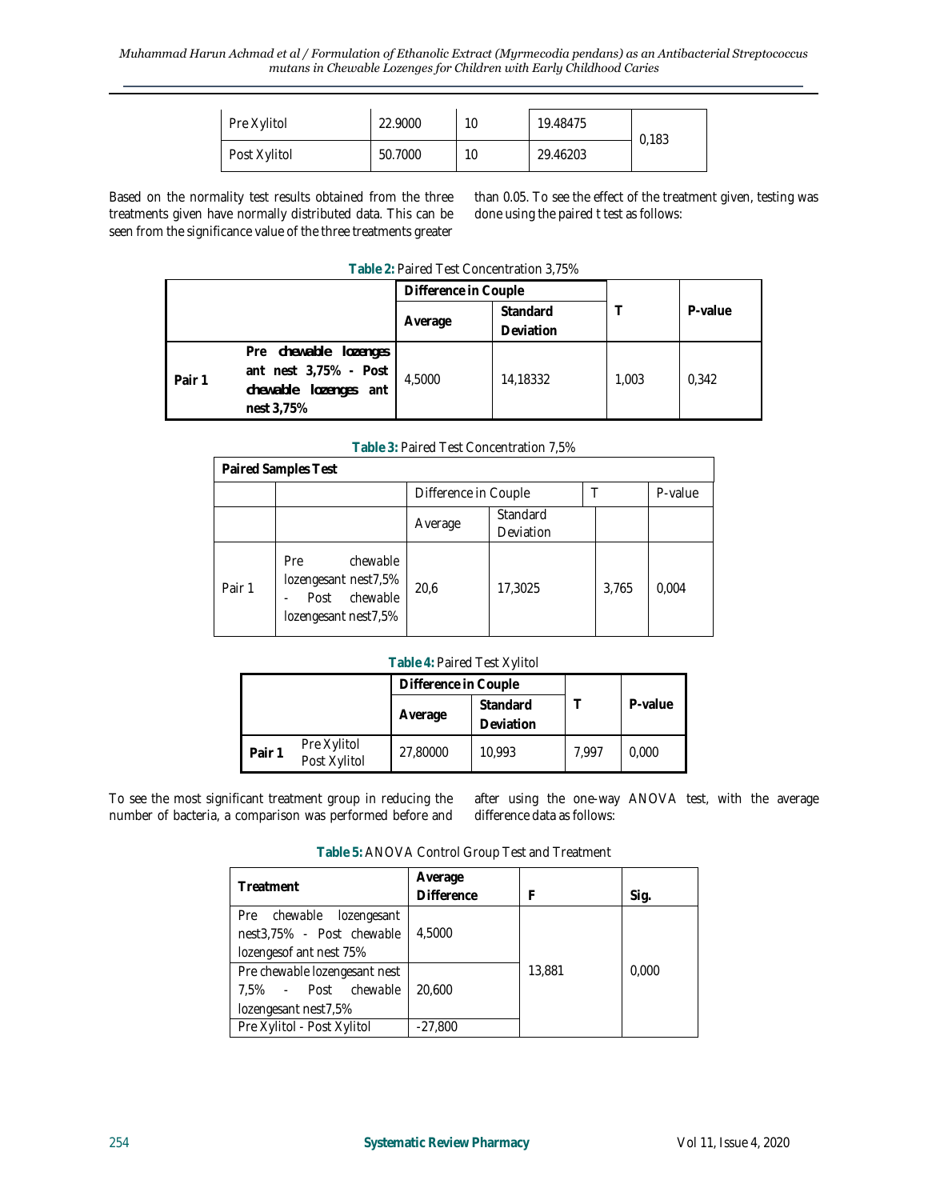| | | | | |
|---|---|---|---|---|
| Pre Xylitol | 22.9000 | 10 | 19.48475 | 0,183 |
| Post Xylitol | 50.7000 | 10 | 29.46203 | |

Based on the normality test results obtained from the three treatments given have normally distributed data. This can be seen from the significance value of the three treatments greater than 0.05. To see the effect of the treatment given, testing was done using the paired t test as follows:

**Table 2:** Paired Test Concentration 3,75%

| | | Difference in Couple | | T | P-value |
|---|---|---|---|---|---|
| | | Average | Standard Deviation | | |
| Pair 1 | Pre chewable lozenges ant nest 3,75% - Post chewable lozenges ant nest 3,75% | 4,5000 | 14,18332 | 1,003 | 0,342 |

**Table 3:** Paired Test Concentration 7,5%

| Paired Samples Test | | | | | |
|---|---|---|---|---|---|
| | | Difference in Couple | | T | P-value |
| | | Average | Standard Deviation | | |
| Pair 1 | Pre chewable lozengesant nest7,5% - Post chewable lozengesant nest7,5% | 20,6 | 17,3025 | 3,765 | 0,004 |

**Table 4:** Paired Test Xylitol

| | | Difference in Couple | | T | P-value |
|---|---|---|---|---|---|
| | | Average | Standard Deviation | | |
| Pair 1 | Pre Xylitol Post Xylitol | 27,80000 | 10,993 | 7,997 | 0,000 |

To see the most significant treatment group in reducing the number of bacteria, a comparison was performed before and after using the one-way ANOVA test, with the average difference data as follows:

**Table 5:** ANOVA Control Group Test and Treatment

| Treatment | Average Difference | F | Sig. |
|---|---|---|---|
| Pre chewable lozengesant nest3,75% - Post chewable lozengesof ant nest 75% | 4,5000 | 13,881 | 0,000 |
| Pre chewable lozengesant nest 7,5% - Post chewable lozengesant nest7,5% | 20,600 | | |
| Pre Xylitol - Post Xylitol | -27,800 | | |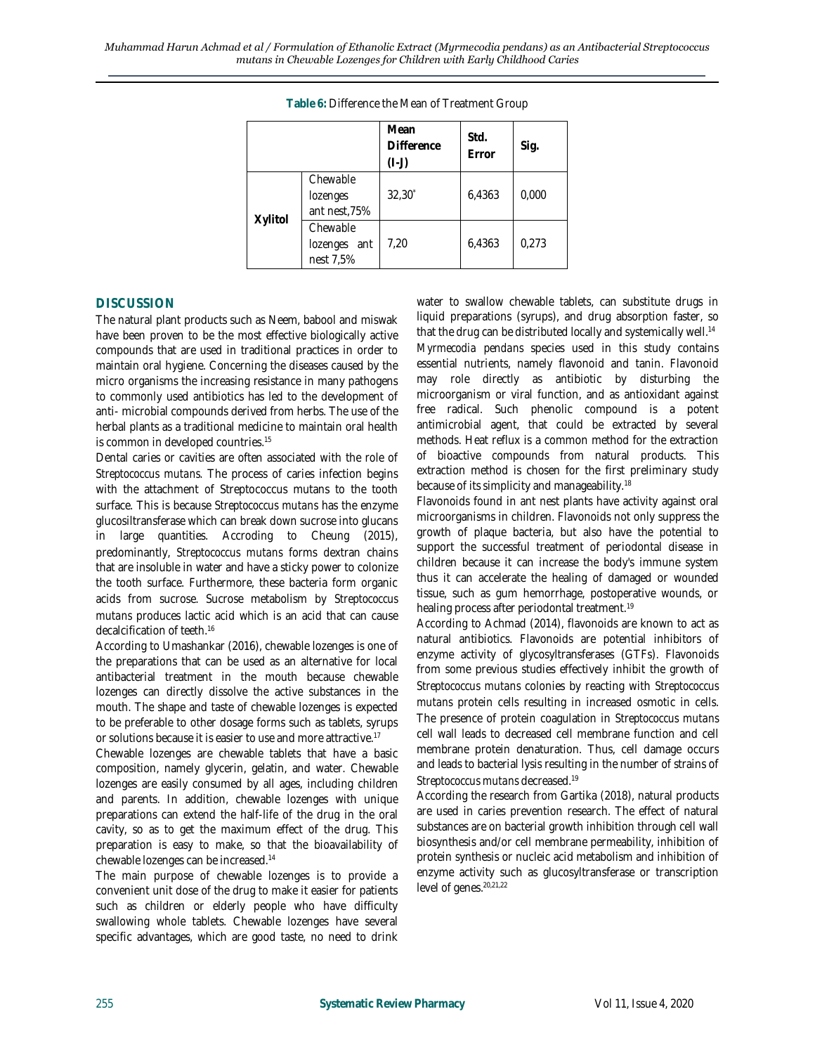**Table 6:** Difference the Mean of Treatment Group

| | | Mean Difference (I-J) | Std. Error | Sig. |
|---|---|---|---|---|
| **Xylitol** | *Chewable* lozenges ant nest,75% | 32,30* | 6,4363 | 0,000 |
| | *Chewable* lozenges ant nest 7,5% | 7,20 | 6,4363 | 0,273 |

## DISCUSSION

The natural plant products such as Neem, babool and miswak have been proven to be the most effective biologically active compounds that are used in traditional practices in order to maintain oral hygiene. Concerning the diseases caused by the micro organisms the increasing resistance in many pathogens to commonly used antibiotics has led to the development of anti- microbial compounds derived from herbs. The use of the herbal plants as a traditional medicine to maintain oral health is common in developed countries.[15]

Dental caries or cavities are often associated with the role of *Streptococcus mutans*. The process of caries infection begins with the attachment of Streptococcus mutans to the tooth surface. This is because *Streptococcus mutans* has the enzyme glucosiltransferase which can break down sucrose into glucans in large quantities. According to Cheung (2015), predominantly, *Streptococcus mutans* forms dextran chains that are insoluble in water and have a sticky power to colonize the tooth surface. Furthermore, these bacteria form organic acids from sucrose. Sucrose metabolism by *Streptococcus mutans* produces lactic acid which is an acid that can cause decalcification of teeth.[16]

According to Umashankar (2016), chewable lozenges is one of the preparations that can be used as an alternative for local antibacterial treatment in the mouth because chewable lozenges can directly dissolve the active substances in the mouth. The shape and taste of chewable lozenges is expected to be preferable to other dosage forms such as tablets, syrups or solutions because it is easier to use and more attractive.[17]

Chewable lozenges are chewable tablets that have a basic composition, namely glycerin, gelatin, and water. Chewable lozenges are easily consumed by all ages, including children and parents. In addition, chewable lozenges with unique preparations can extend the half-life of the drug in the oral cavity, so as to get the maximum effect of the drug. This preparation is easy to make, so that the bioavailability of chewable lozenges can be increased.[14]

The main purpose of chewable lozenges is to provide a convenient unit dose of the drug to make it easier for patients such as children or elderly people who have difficulty swallowing whole tablets. Chewable lozenges have several specific advantages, which are good taste, no need to drink water to swallow chewable tablets, can substitute drugs in liquid preparations (syrups), and drug absorption faster, so that the drug can be distributed locally and systemically well.[14]

*Myrmecodia pendans* species used in this study contains essential nutrients, namely flavonoid and tanin. Flavonoid may role directly as antibiotic by disturbing the microorganism or viral function, and as antioxidant against free radical. Such phenolic compound is a potent antimicrobial agent, that could be extracted by several methods. Heat reflux is a common method for the extraction of bioactive compounds from natural products. This extraction method is chosen for the first preliminary study because of its simplicity and manageability.[18]

Flavonoids found in ant nest plants have activity against oral microorganisms in children. Flavonoids not only suppress the growth of plaque bacteria, but also have the potential to support the successful treatment of periodontal disease in children because it can increase the body's immune system thus it can accelerate the healing of damaged or wounded tissue, such as gum hemorrhage, postoperative wounds, or healing process after periodontal treatment.[19]

According to Achmad (2014), flavonoids are known to act as natural antibiotics. Flavonoids are potential inhibitors of enzyme activity of glycosyltransferases (GTFs). Flavonoids from some previous studies effectively inhibit the growth of *Streptococcus mutans* colonies by reacting with *Streptococcus mutans* protein cells resulting in increased osmotic in cells. The presence of protein coagulation in *Streptococcus mutans* cell wall leads to decreased cell membrane function and cell membrane protein denaturation. Thus, cell damage occurs and leads to bacterial lysis resulting in the number of strains of *Streptococcus mutans* decreased.[19]

According the research from Gartika (2018), natural products are used in caries prevention research. The effect of natural substances are on bacterial growth inhibition through cell wall biosynthesis and/or cell membrane permeability, inhibition of protein synthesis or nucleic acid metabolism and inhibition of enzyme activity such as glucosyltransferase or transcription level of genes.[20,21,22]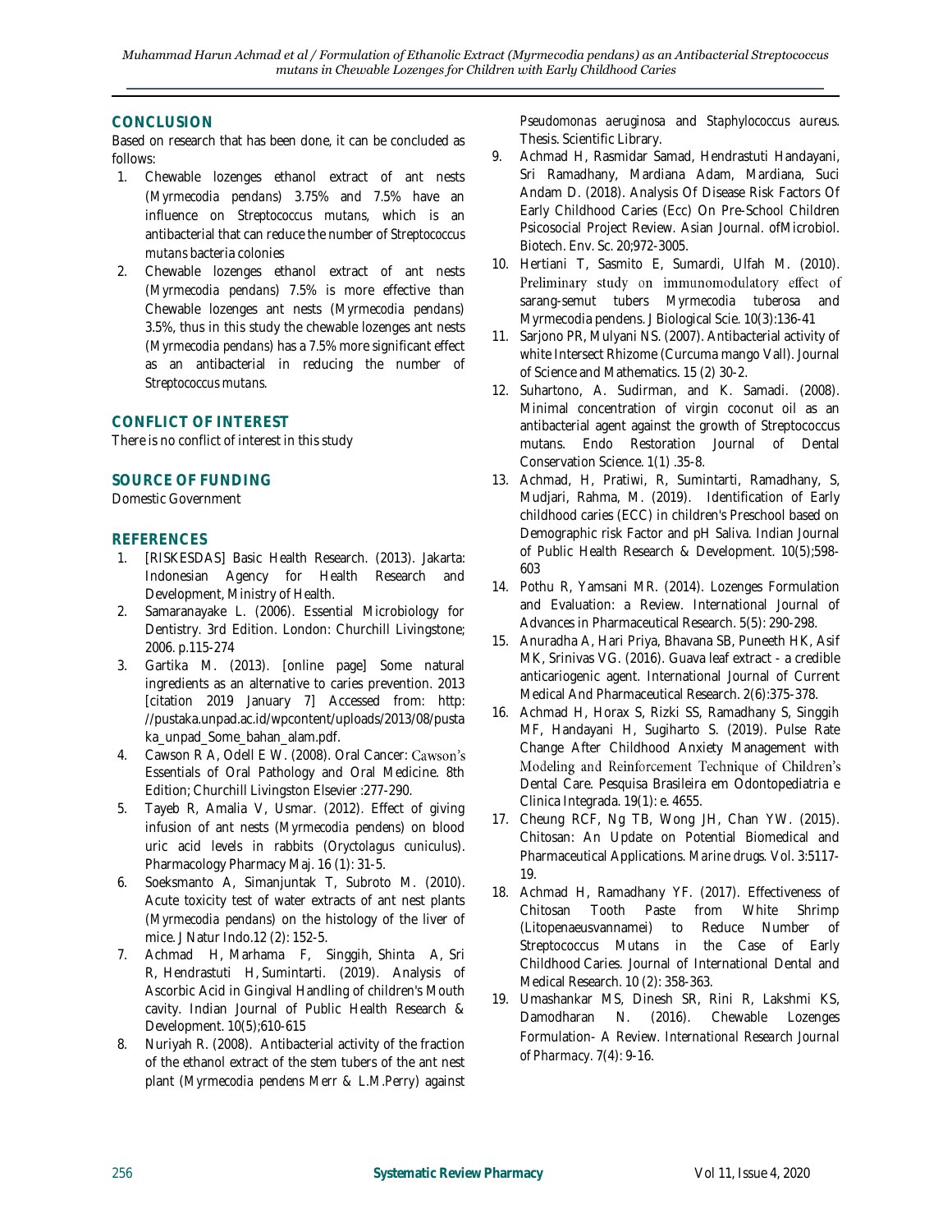## CONCLUSION

Based on research that has been done, it can be concluded as follows:

1. Chewable lozenges ethanol extract of ant nests (*Myrmecodia pendans*) 3.75% and 7.5% have an influence on *Streptococcus mutans*, which is an antibacterial that can reduce the number of *Streptococcus mutans* bacteria colonies
2. Chewable lozenges ethanol extract of ant nests (*Myrmecodia pendans*) 7.5% is more effective than Chewable lozenges ant nests (*Myrmecodia pendans*) 3.5%, thus in this study the chewable lozenges ant nests (*Myrmecodia pendans*) has a 7.5% more significant effect as an antibacterial in reducing the number of *Streptococcus mutans*.

## CONFLICT OF INTEREST

There is no conflict of interest in this study

## SOURCE OF FUNDING

Domestic Government

## REFERENCES

1. [RISKESDAS] Basic Health Research. (2013). Jakarta: Indonesian Agency for Health Research and Development, Ministry of Health.
2. Samaranayake L. (2006). Essential Microbiology for Dentistry. 3rd Edition. London: Churchill Livingstone; 2006. p.115-274
3. Gartika M. (2013). [online page] Some natural ingredients as an alternative to caries prevention. 2013 [citation 2019 January 7] Accessed from: http: //pustaka.unpad.ac.id/wpcontent/uploads/2013/08/pustaka_unpad_Some_bahan_alam.pdf.
4. Cawson R A, Odell E W. (2008). Oral Cancer: Cawson's Essentials of Oral Pathology and Oral Medicine. 8th Edition; Churchill Livingston Elsevier :277-290.
5. Tayeb R, Amalia V, Usmar. (2012). Effect of giving infusion of ant nests (*Myrmecodia pendens*) on blood uric acid levels in rabbits (*Oryctolagus cuniculus*). Pharmacology Pharmacy Maj. 16 (1): 31-5.
6. Soeksmanto A, Simanjuntak T, Subroto M. (2010). Acute toxicity test of water extracts of ant nest plants (*Myrmecodia pendans*) on the histology of the liver of mice. J Natur Indo.12 (2): 152-5.
7. Achmad H, Marhama F, Singgih, Shinta A, Sri R, Hendrastuti H, Sumintarti. (2019). Analysis of Ascorbic Acid in Gingival Handling of children's Mouth cavity. Indian Journal of Public Health Research & Development. 10(5);610-615
8. Nuriyah R. (2008). Antibacterial activity of the fraction of the ethanol extract of the stem tubers of the ant nest plant (*Myrmecodia pendens* Merr & L.M.Perry) against *Pseudomonas aeruginosa* and *Staphylococcus aureus*. Thesis. Scientific Library.
9. Achmad H, Rasmidar Samad, Hendrastuti Handayani, Sri Ramadhany, Mardiana Adam, Mardiana, Suci Andam D. (2018). Analysis Of Disease Risk Factors Of Early Childhood Caries (Ecc) On Pre-School Children Psicosocial Project Review. Asian Journal. ofMicrobiol. Biotech. Env. Sc. 20;972-3005.
10. Hertiani T, Sasmito E, Sumardi, Ulfah M. (2010). Preliminary study on immunomodulatory effect of sarang-semut tubers *Myrmecodia tuberosa* and Myrmecodia pendens. J Biological Scie. 10(3):136-41
11. Sarjono PR, Mulyani NS. (2007). Antibacterial activity of white Intersect Rhizome (Curcuma mango Vall). Journal of Science and Mathematics. 15 (2) 30-2.
12. Suhartono, A. Sudirman, and K. Samadi. (2008). Minimal concentration of virgin coconut oil as an antibacterial agent against the growth of Streptococcus mutans. Endo Restoration Journal of Dental Conservation Science. 1(1) .35-8.
13. Achmad, H, Pratiwi, R, Sumintarti, Ramadhany, S, Mudjari, Rahma, M. (2019). Identification of Early childhood caries (ECC) in children's Preschool based on Demographic risk Factor and pH Saliva. Indian Journal of Public Health Research & Development. 10(5);598-603
14. Pothu R, Yamsani MR. (2014). Lozenges Formulation and Evaluation: a Review. International Journal of Advances in Pharmaceutical Research. 5(5): 290-298.
15. Anuradha A, Hari Priya, Bhavana SB, Puneeth HK, Asif MK, Srinivas VG. (2016). Guava leaf extract - a credible anticariogenic agent. International Journal of Current Medical And Pharmaceutical Research. 2(6):375-378.
16. Achmad H, Horax S, Rizki SS, Ramadhany S, Singgih MF, Handayani H, Sugiharto S. (2019). Pulse Rate Change After Childhood Anxiety Management with Modeling and Reinforcement Technique of Children's Dental Care. Pesquisa Brasileira em Odontopediatria e Clinica Integrada. 19(1): e. 4655.
17. Cheung RCF, Ng TB, Wong JH, Chan YW. (2015). Chitosan: An Update on Potential Biomedical and Pharmaceutical Applications. *Marine drugs*. Vol. 3:5117-19.
18. Achmad H, Ramadhany YF. (2017). Effectiveness of Chitosan Tooth Paste from White Shrimp (Litopenaeusvannamei) to Reduce Number of Streptococcus Mutans in the Case of Early Childhood Caries. Journal of International Dental and Medical Research. 10 (2): 358-363.
19. Umashankar MS, Dinesh SR, Rini R, Lakshmi KS, Damodharan N. (2016). Chewable Lozenges Formulation- A Review. *International Research Journal of Pharmacy*. 7(4): 9-16.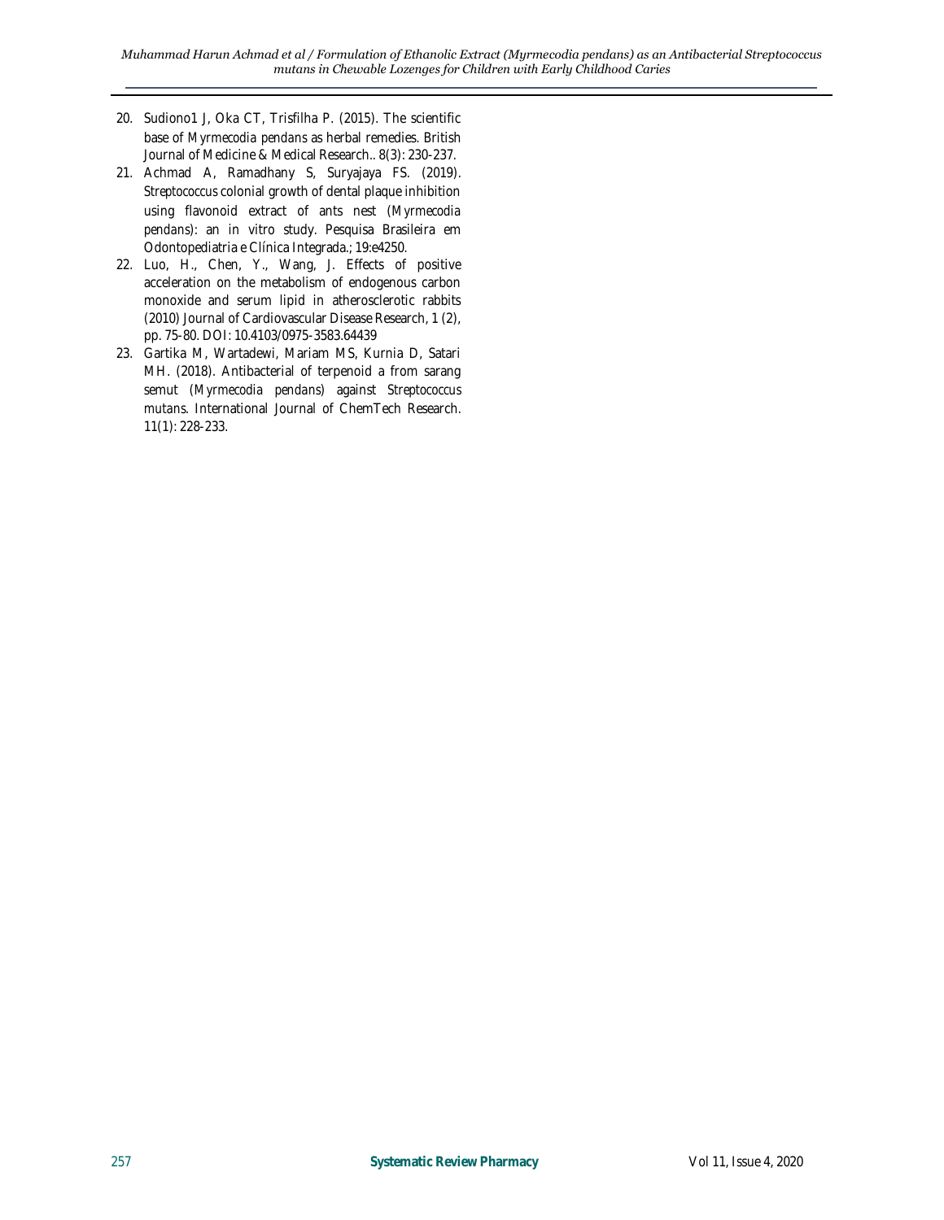20. Sudiono1 J, Oka CT, Trisfilha P. (2015). The scientific base of *Myrmecodia pendans* as herbal remedies. British Journal of Medicine & Medical Research.. 8(3): 230-237.
21. Achmad A, Ramadhany S, Suryajaya FS. (2019). *Streptococcus* colonial growth of dental plaque inhibition using flavonoid extract of ants nest (*Myrmecodia pendans*): an in vitro study. Pesquisa Brasileira em Odontopediatria e Clínica Integrada.; 19:e4250.
22. Luo, H., Chen, Y., Wang, J. Effects of positive acceleration on the metabolism of endogenous carbon monoxide and serum lipid in atherosclerotic rabbits (2010) Journal of Cardiovascular Disease Research, 1 (2), pp. 75-80. DOI: 10.4103/0975-3583.64439
23. Gartika M, Wartadewi, Mariam MS, Kurnia D, Satari MH. (2018). Antibacterial of terpenoid a from sarang semut (*Myrmecodia pendans*) against *Streptococcus mutans*. International Journal of ChemTech Research. 11(1): 228-233.